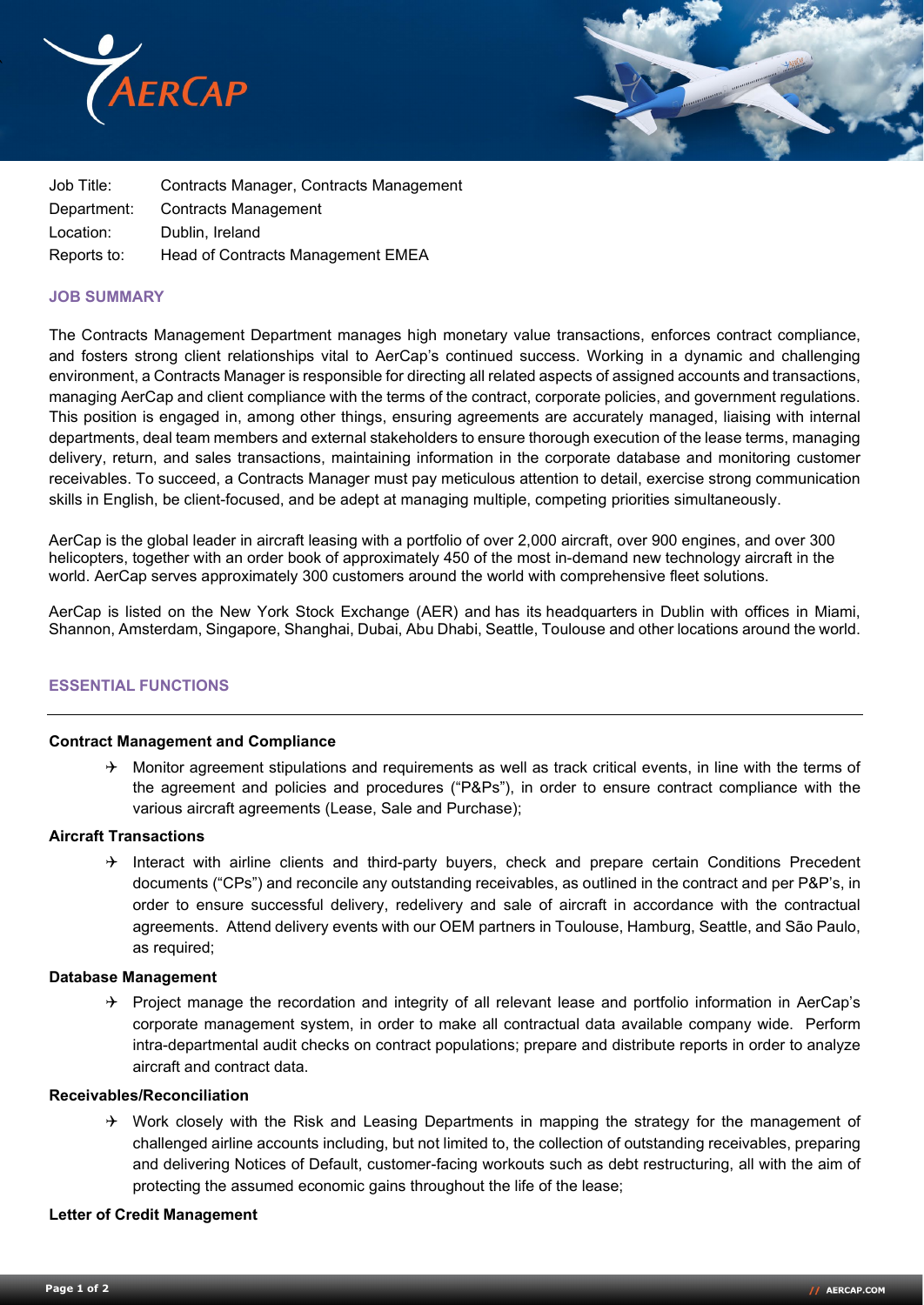| | |
|---|---|
| Job Title: | Contracts Manager, Contracts Management |
| Department: | Contracts Management |
| Location: | Dublin, Ireland |
| Reports to: | Head of Contracts Management EMEA |

## JOB SUMMARY

The Contracts Management Department manages high monetary value transactions, enforces contract compliance, and fosters strong client relationships vital to AerCap's continued success. Working in a dynamic and challenging environment, a Contracts Manager is responsible for directing all related aspects of assigned accounts and transactions, managing AerCap and client compliance with the terms of the contract, corporate policies, and government regulations. This position is engaged in, among other things, ensuring agreements are accurately managed, liaising with internal departments, deal team members and external stakeholders to ensure thorough execution of the lease terms, managing delivery, return, and sales transactions, maintaining information in the corporate database and monitoring customer receivables. To succeed, a Contracts Manager must pay meticulous attention to detail, exercise strong communication skills in English, be client-focused, and be adept at managing multiple, competing priorities simultaneously.

AerCap is the global leader in aircraft leasing with a portfolio of over 2,000 aircraft, over 900 engines, and over 300 helicopters, together with an order book of approximately 450 of the most in-demand new technology aircraft in the world. AerCap serves approximately 300 customers around the world with comprehensive fleet solutions.

AerCap is listed on the New York Stock Exchange (AER) and has its headquarters in Dublin with offices in Miami, Shannon, Amsterdam, Singapore, Shanghai, Dubai, Abu Dhabi, Seattle, Toulouse and other locations around the world.

## ESSENTIAL FUNCTIONS

### Contract Management and Compliance

- Monitor agreement stipulations and requirements as well as track critical events, in line with the terms of the agreement and policies and procedures ("P&Ps"), in order to ensure contract compliance with the various aircraft agreements (Lease, Sale and Purchase);

### Aircraft Transactions

- Interact with airline clients and third-party buyers, check and prepare certain Conditions Precedent documents ("CPs") and reconcile any outstanding receivables, as outlined in the contract and per P&P's, in order to ensure successful delivery, redelivery and sale of aircraft in accordance with the contractual agreements. Attend delivery events with our OEM partners in Toulouse, Hamburg, Seattle, and São Paulo, as required;

### Database Management

- Project manage the recordation and integrity of all relevant lease and portfolio information in AerCap's corporate management system, in order to make all contractual data available company wide. Perform intra-departmental audit checks on contract populations; prepare and distribute reports in order to analyze aircraft and contract data.

### Receivables/Reconciliation

- Work closely with the Risk and Leasing Departments in mapping the strategy for the management of challenged airline accounts including, but not limited to, the collection of outstanding receivables, preparing and delivering Notices of Default, customer-facing workouts such as debt restructuring, all with the aim of protecting the assumed economic gains throughout the life of the lease;

### Letter of Credit Management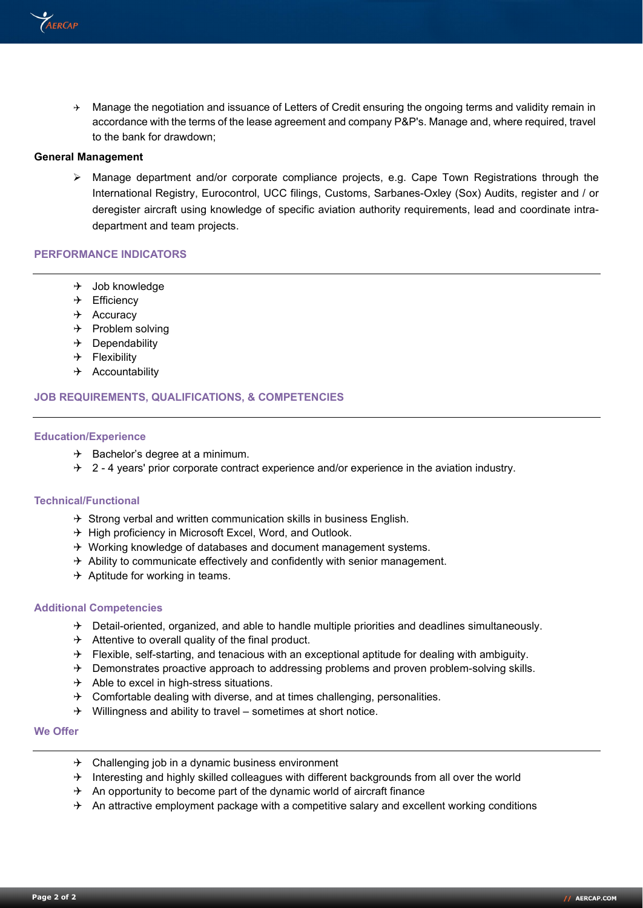- Manage the negotiation and issuance of Letters of Credit ensuring the ongoing terms and validity remain in accordance with the terms of the lease agreement and company P&P's. Manage and, where required, travel to the bank for drawdown;

**General Management**

- Manage department and/or corporate compliance projects, e.g. Cape Town Registrations through the International Registry, Eurocontrol, UCC filings, Customs, Sarbanes-Oxley (Sox) Audits, register and / or deregister aircraft using knowledge of specific aviation authority requirements, lead and coordinate intra-department and team projects.

## PERFORMANCE INDICATORS

- Job knowledge
- Efficiency
- Accuracy
- Problem solving
- Dependability
- Flexibility
- Accountability

## JOB REQUIREMENTS, QUALIFICATIONS, & COMPETENCIES

### Education/Experience

- Bachelor's degree at a minimum.
- 2 - 4 years' prior corporate contract experience and/or experience in the aviation industry.

### Technical/Functional

- Strong verbal and written communication skills in business English.
- High proficiency in Microsoft Excel, Word, and Outlook.
- Working knowledge of databases and document management systems.
- Ability to communicate effectively and confidently with senior management.
- Aptitude for working in teams.

### Additional Competencies

- Detail-oriented, organized, and able to handle multiple priorities and deadlines simultaneously.
- Attentive to overall quality of the final product.
- Flexible, self-starting, and tenacious with an exceptional aptitude for dealing with ambiguity.
- Demonstrates proactive approach to addressing problems and proven problem-solving skills.
- Able to excel in high-stress situations.
- Comfortable dealing with diverse, and at times challenging, personalities.
- Willingness and ability to travel – sometimes at short notice.

### We Offer

- Challenging job in a dynamic business environment
- Interesting and highly skilled colleagues with different backgrounds from all over the world
- An opportunity to become part of the dynamic world of aircraft finance
- An attractive employment package with a competitive salary and excellent working conditions